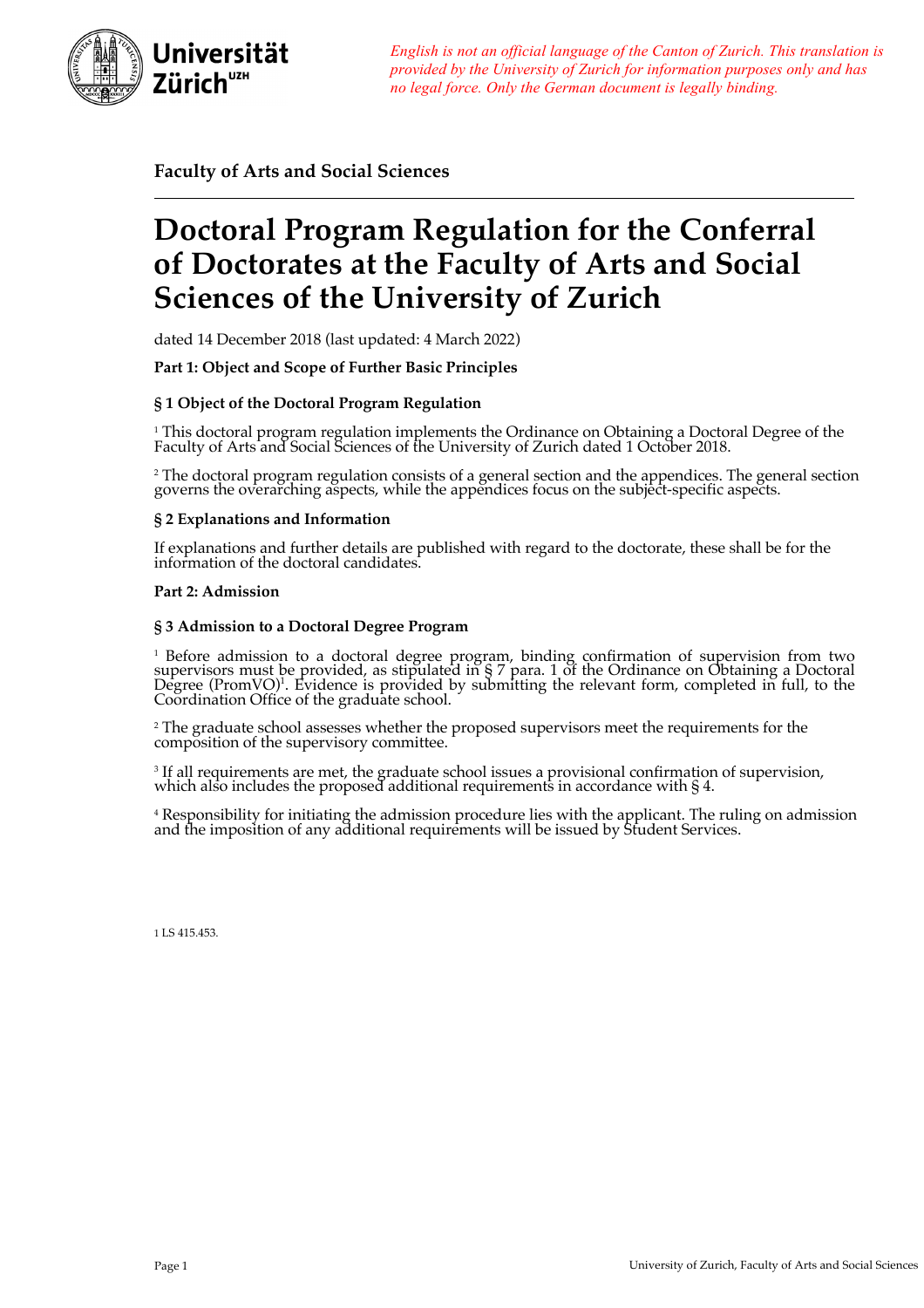*English is not an official language of the Canton of Zurich. This translation is provided by the University of Zurich for information purposes only and has no legal force. Only the German document is legally binding.*

**Faculty of Arts and Social Sciences**

# Doctoral Program Regulation for the Conferral of Doctorates at the Faculty of Arts and Social Sciences of the University of Zurich

dated 14 December 2018 (last updated: 4 March 2022)

**Part 1: Object and Scope of Further Basic Principles**

**§ 1 Object of the Doctoral Program Regulation**

1 This doctoral program regulation implements the Ordinance on Obtaining a Doctoral Degree of the Faculty of Arts and Social Sciences of the University of Zurich dated 1 October 2018.

2 The doctoral program regulation consists of a general section and the appendices. The general section governs the overarching aspects, while the appendices focus on the subject-specific aspects.

**§ 2 Explanations and Information**

If explanations and further details are published with regard to the doctorate, these shall be for the information of the doctoral candidates.

**Part 2: Admission**

**§ 3 Admission to a Doctoral Degree Program**

1 Before admission to a doctoral degree program, binding confirmation of supervision from two supervisors must be provided, as stipulated in § 7 para. 1 of the Ordinance on Obtaining a Doctoral Degree (PromVO)[1]. Evidence is provided by submitting the relevant form, completed in full, to the Coordination Office of the graduate school.

2 The graduate school assesses whether the proposed supervisors meet the requirements for the composition of the supervisory committee.

3 If all requirements are met, the graduate school issues a provisional confirmation of supervision, which also includes the proposed additional requirements in accordance with § 4.

4 Responsibility for initiating the admission procedure lies with the applicant. The ruling on admission and the imposition of any additional requirements will be issued by Student Services.

1 LS 415.453.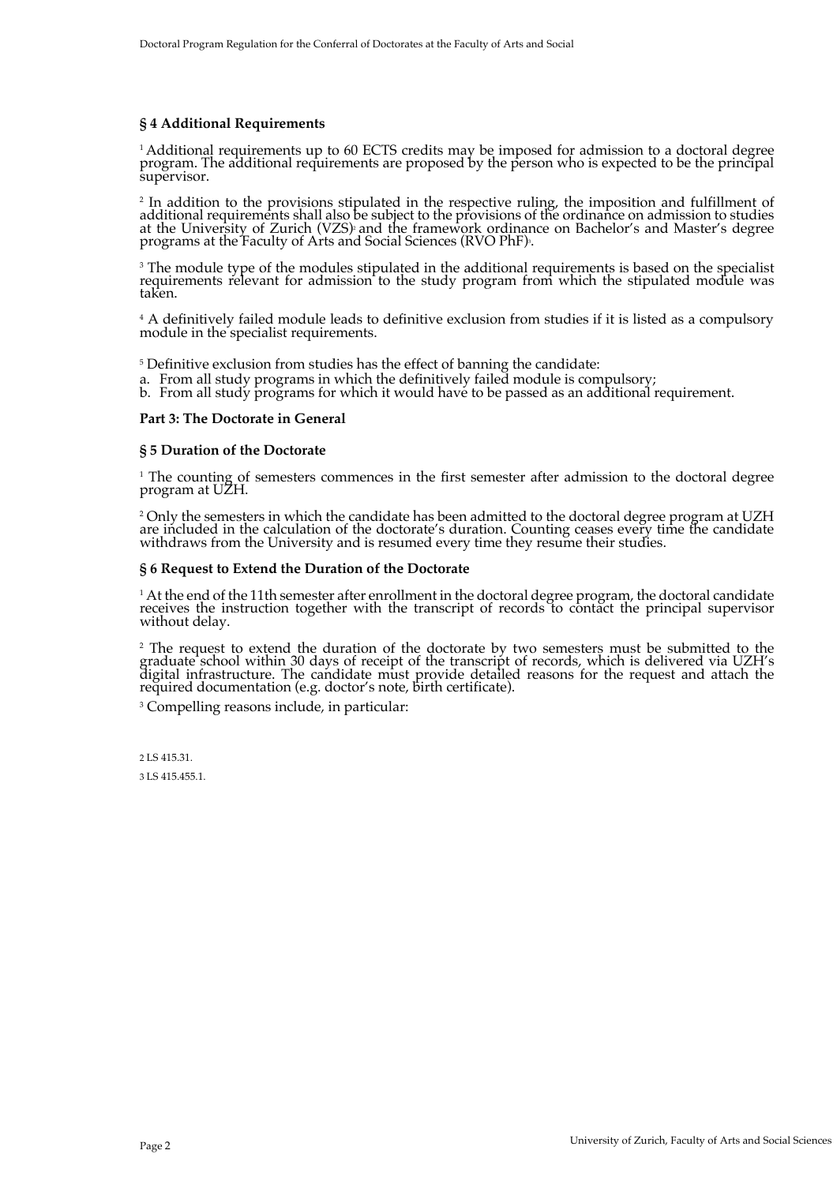### § 4 Additional Requirements

[1] Additional requirements up to 60 ECTS credits may be imposed for admission to a doctoral degree program. The additional requirements are proposed by the person who is expected to be the principal supervisor.

[2] In addition to the provisions stipulated in the respective ruling, the imposition and fulfillment of additional requirements shall also be subject to the provisions of the ordinance on admission to studies at the University of Zurich (VZS)[2] and the framework ordinance on Bachelor's and Master's degree programs at the Faculty of Arts and Social Sciences (RVO PhF)[3].

[3] The module type of the modules stipulated in the additional requirements is based on the specialist requirements relevant for admission to the study program from which the stipulated module was taken.

[4] A definitively failed module leads to definitive exclusion from studies if it is listed as a compulsory module in the specialist requirements.

[5] Definitive exclusion from studies has the effect of banning the candidate:
a. From all study programs in which the definitively failed module is compulsory;
b. From all study programs for which it would have to be passed as an additional requirement.

## Part 3: The Doctorate in General

### § 5 Duration of the Doctorate

[1] The counting of semesters commences in the first semester after admission to the doctoral degree program at UZH.

[2] Only the semesters in which the candidate has been admitted to the doctoral degree program at UZH are included in the calculation of the doctorate's duration. Counting ceases every time the candidate withdraws from the University and is resumed every time they resume their studies.

### § 6 Request to Extend the Duration of the Doctorate

[1] At the end of the 11th semester after enrollment in the doctoral degree program, the doctoral candidate receives the instruction together with the transcript of records to contact the principal supervisor without delay.

[2] The request to extend the duration of the doctorate by two semesters must be submitted to the graduate school within 30 days of receipt of the transcript of records, which is delivered via UZH's digital infrastructure. The candidate must provide detailed reasons for the request and attach the required documentation (e.g. doctor's note, birth certificate).

[3] Compelling reasons include, in particular:

[2] LS 415.31.

[3] LS 415.455.1.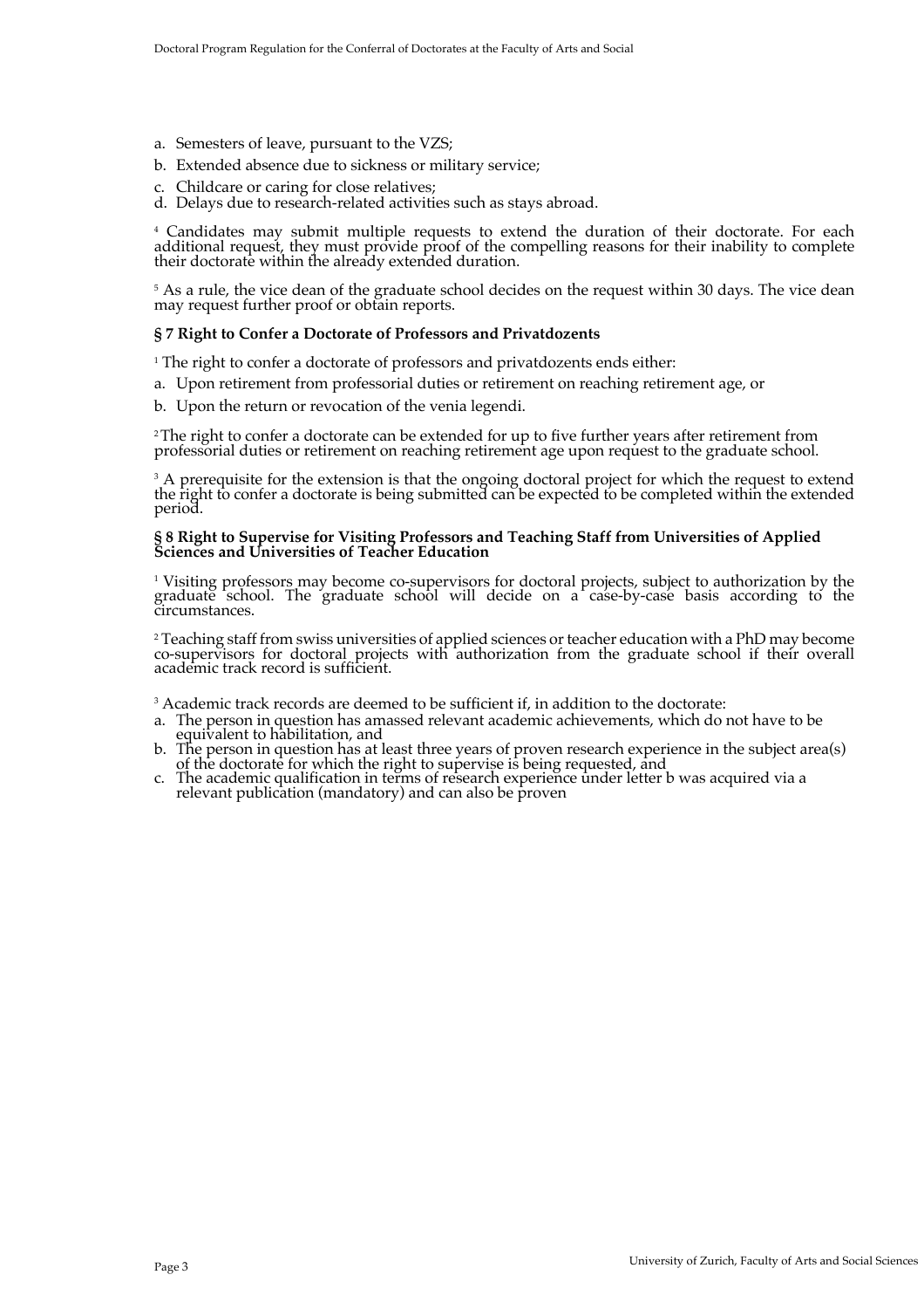a. Semesters of leave, pursuant to the VZS;
b. Extended absence due to sickness or military service;
c. Childcare or caring for close relatives;
d. Delays due to research-related activities such as stays abroad.

[4] Candidates may submit multiple requests to extend the duration of their doctorate. For each additional request, they must provide proof of the compelling reasons for their inability to complete their doctorate within the already extended duration.

[5] As a rule, the vice dean of the graduate school decides on the request within 30 days. The vice dean may request further proof or obtain reports.

### § 7 Right to Confer a Doctorate of Professors and Privatdozents

[1] The right to confer a doctorate of professors and privatdozents ends either:

a. Upon retirement from professorial duties or retirement on reaching retirement age, or
b. Upon the return or revocation of the venia legendi.

[2] The right to confer a doctorate can be extended for up to five further years after retirement from professorial duties or retirement on reaching retirement age upon request to the graduate school.

[3] A prerequisite for the extension is that the ongoing doctoral project for which the request to extend the right to confer a doctorate is being submitted can be expected to be completed within the extended period.

### § 8 Right to Supervise for Visiting Professors and Teaching Staff from Universities of Applied Sciences and Universities of Teacher Education

[1] Visiting professors may become co-supervisors for doctoral projects, subject to authorization by the graduate school. The graduate school will decide on a case-by-case basis according to the circumstances.

[2] Teaching staff from swiss universities of applied sciences or teacher education with a PhD may become co-supervisors for doctoral projects with authorization from the graduate school if their overall academic track record is sufficient.

[3] Academic track records are deemed to be sufficient if, in addition to the doctorate:

a. The person in question has amassed relevant academic achievements, which do not have to be equivalent to habilitation, and
b. The person in question has at least three years of proven research experience in the subject area(s) of the doctorate for which the right to supervise is being requested, and
c. The academic qualification in terms of research experience under letter b was acquired via a relevant publication (mandatory) and can also be proven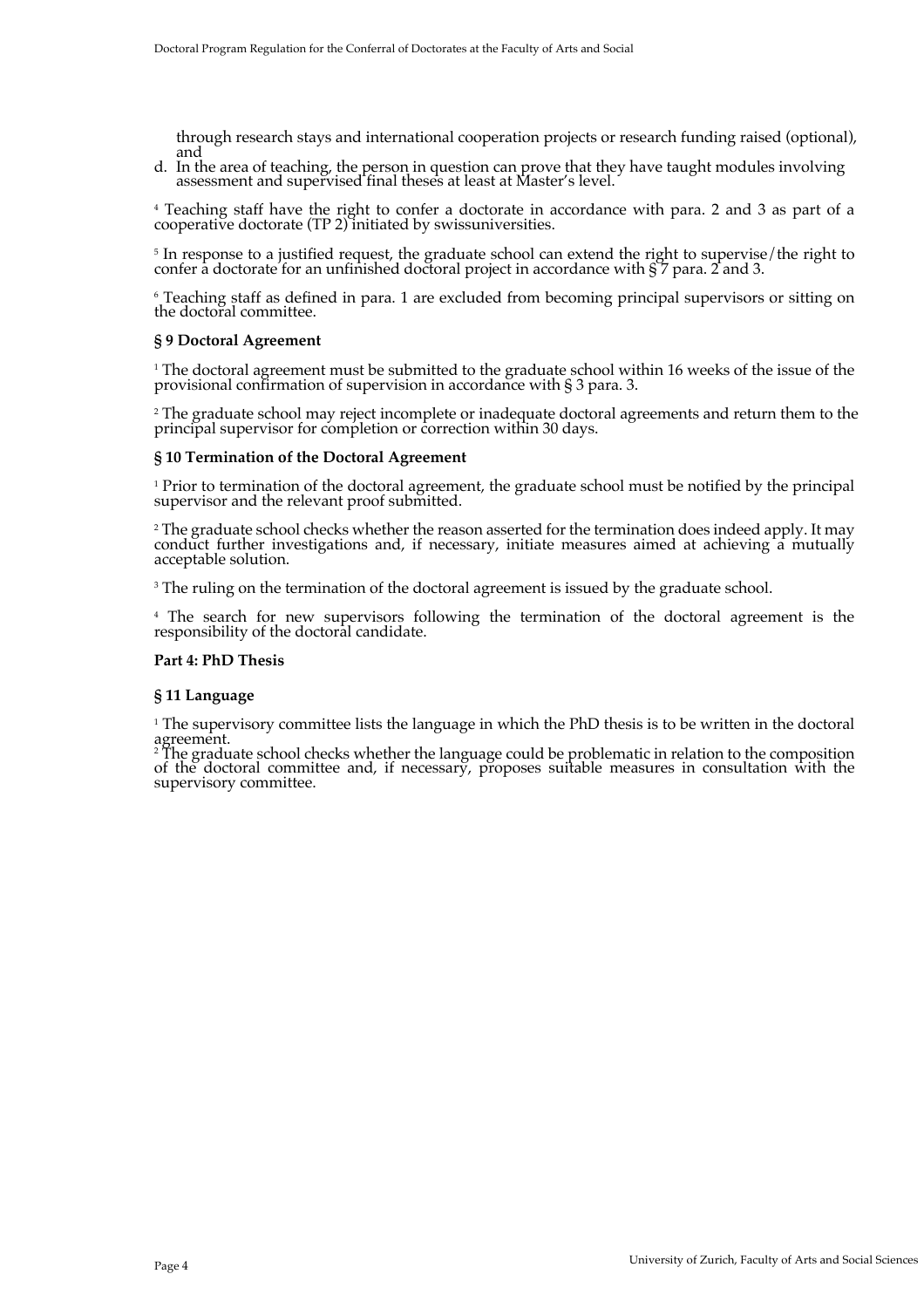through research stays and international cooperation projects or research funding raised (optional), and

d. In the area of teaching, the person in question can prove that they have taught modules involving assessment and supervised final theses at least at Master's level.

[4] Teaching staff have the right to confer a doctorate in accordance with para. 2 and 3 as part of a cooperative doctorate (TP 2) initiated by swissuniversities.

[5] In response to a justified request, the graduate school can extend the right to supervise/the right to confer a doctorate for an unfinished doctoral project in accordance with § 7 para. 2 and 3.

[6] Teaching staff as defined in para. 1 are excluded from becoming principal supervisors or sitting on the doctoral committee.

**§ 9 Doctoral Agreement**

[1] The doctoral agreement must be submitted to the graduate school within 16 weeks of the issue of the provisional confirmation of supervision in accordance with § 3 para. 3.

[2] The graduate school may reject incomplete or inadequate doctoral agreements and return them to the principal supervisor for completion or correction within 30 days.

**§ 10 Termination of the Doctoral Agreement**

[1] Prior to termination of the doctoral agreement, the graduate school must be notified by the principal supervisor and the relevant proof submitted.

[2] The graduate school checks whether the reason asserted for the termination does indeed apply. It may conduct further investigations and, if necessary, initiate measures aimed at achieving a mutually acceptable solution.

[3] The ruling on the termination of the doctoral agreement is issued by the graduate school.

[4] The search for new supervisors following the termination of the doctoral agreement is the responsibility of the doctoral candidate.

**Part 4: PhD Thesis**

**§ 11 Language**

[1] The supervisory committee lists the language in which the PhD thesis is to be written in the doctoral agreement.

[2] The graduate school checks whether the language could be problematic in relation to the composition of the doctoral committee and, if necessary, proposes suitable measures in consultation with the supervisory committee.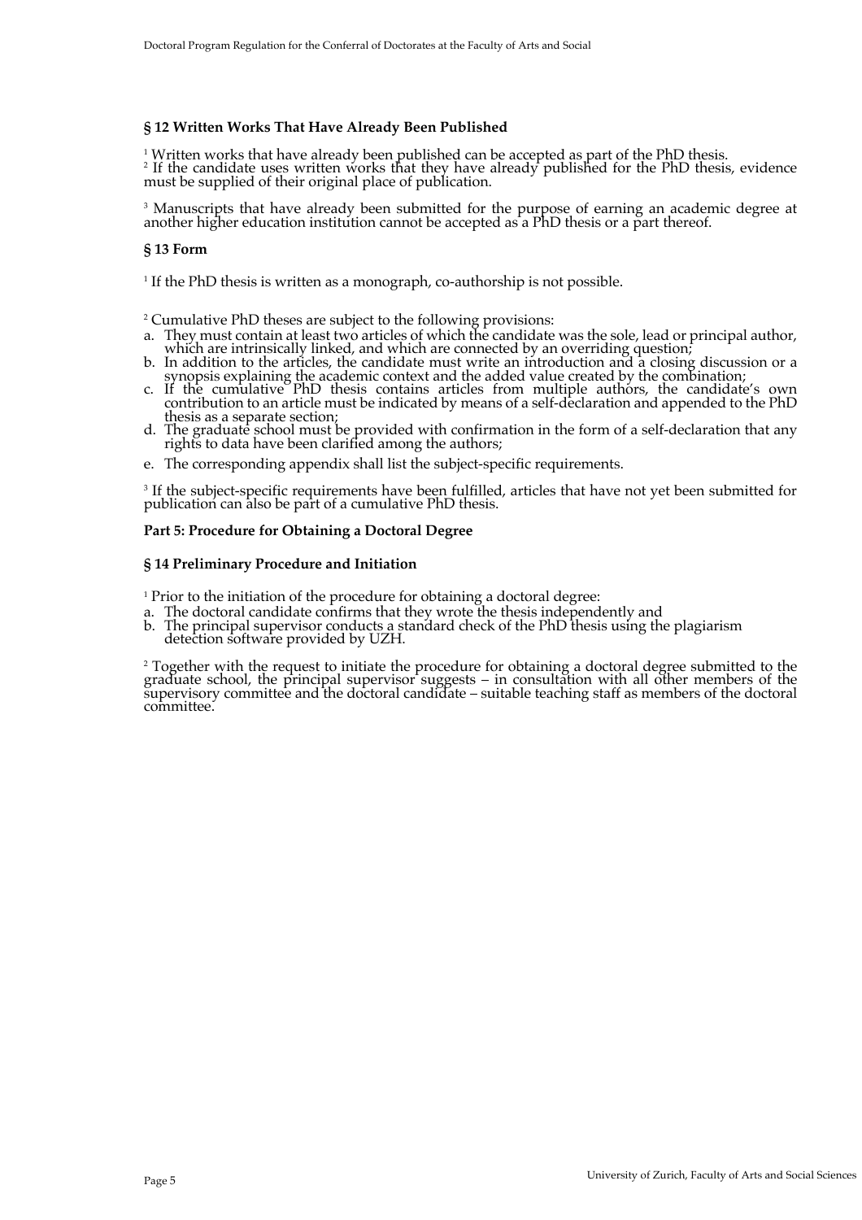### § 12 Written Works That Have Already Been Published

[1] Written works that have already been published can be accepted as part of the PhD thesis.
[2] If the candidate uses written works that they have already published for the PhD thesis, evidence must be supplied of their original place of publication.

[3] Manuscripts that have already been submitted for the purpose of earning an academic degree at another higher education institution cannot be accepted as a PhD thesis or a part thereof.

### § 13 Form

[1] If the PhD thesis is written as a monograph, co-authorship is not possible.

[2] Cumulative PhD theses are subject to the following provisions:

a. They must contain at least two articles of which the candidate was the sole, lead or principal author, which are intrinsically linked, and which are connected by an overriding question;
b. In addition to the articles, the candidate must write an introduction and a closing discussion or a synopsis explaining the academic context and the added value created by the combination;
c. If the cumulative PhD thesis contains articles from multiple authors, the candidate's own contribution to an article must be indicated by means of a self-declaration and appended to the PhD thesis as a separate section;
d. The graduate school must be provided with confirmation in the form of a self-declaration that any rights to data have been clarified among the authors;
e. The corresponding appendix shall list the subject-specific requirements.

[3] If the subject-specific requirements have been fulfilled, articles that have not yet been submitted for publication can also be part of a cumulative PhD thesis.

## Part 5: Procedure for Obtaining a Doctoral Degree

### § 14 Preliminary Procedure and Initiation

[1] Prior to the initiation of the procedure for obtaining a doctoral degree:

a. The doctoral candidate confirms that they wrote the thesis independently and
b. The principal supervisor conducts a standard check of the PhD thesis using the plagiarism detection software provided by UZH.

[2] Together with the request to initiate the procedure for obtaining a doctoral degree submitted to the graduate school, the principal supervisor suggests – in consultation with all other members of the supervisory committee and the doctoral candidate – suitable teaching staff as members of the doctoral committee.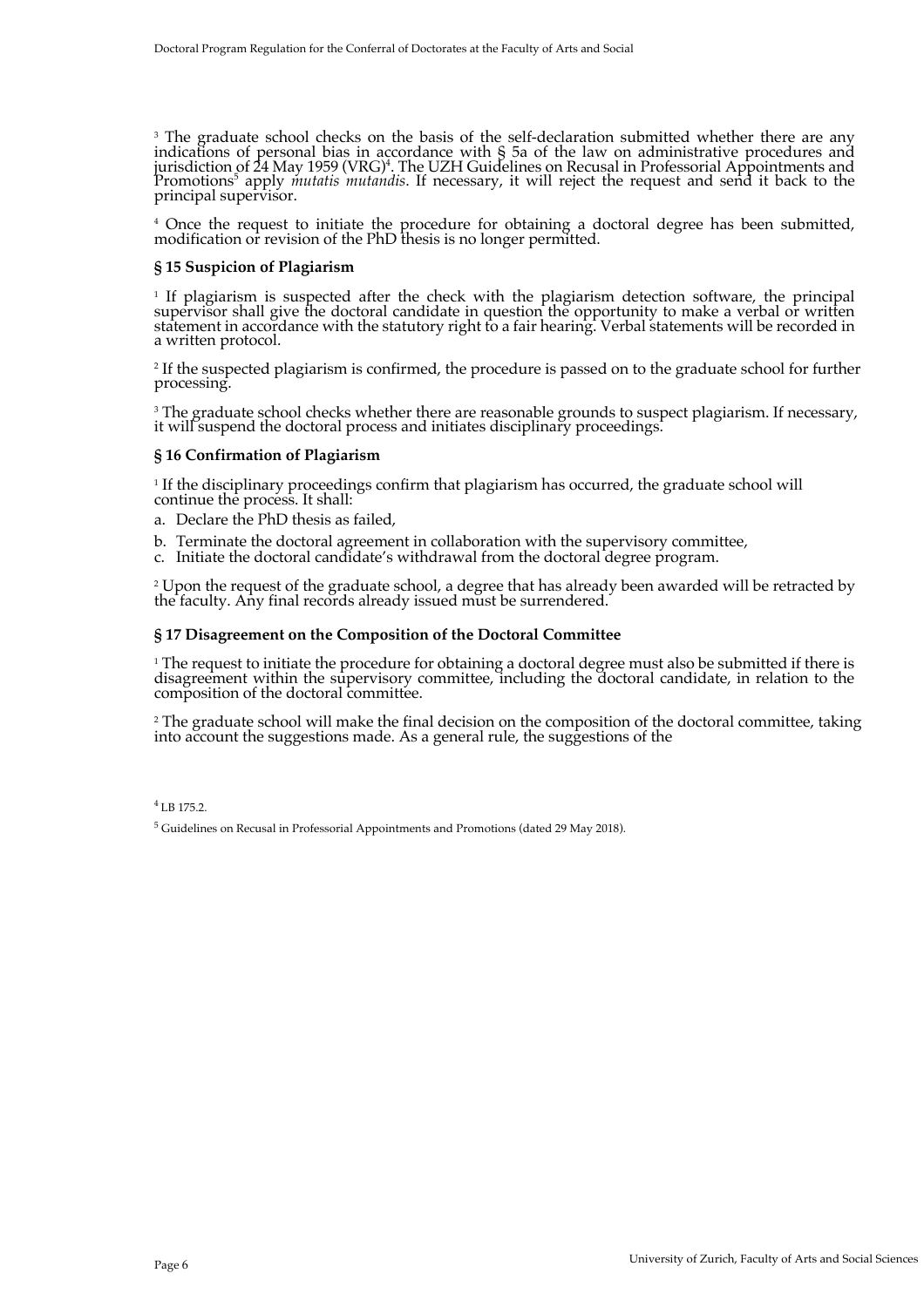[3] The graduate school checks on the basis of the self-declaration submitted whether there are any indications of personal bias in accordance with § 5a of the law on administrative procedures and jurisdiction of 24 May 1959 (VRG)[4]. The UZH Guidelines on Recusal in Professorial Appointments and Promotions[5] apply *mutatis mutandis*. If necessary, it will reject the request and send it back to the principal supervisor.

[4] Once the request to initiate the procedure for obtaining a doctoral degree has been submitted, modification or revision of the PhD thesis is no longer permitted.

### § 15 Suspicion of Plagiarism

[1] If plagiarism is suspected after the check with the plagiarism detection software, the principal supervisor shall give the doctoral candidate in question the opportunity to make a verbal or written statement in accordance with the statutory right to a fair hearing. Verbal statements will be recorded in a written protocol.

[2] If the suspected plagiarism is confirmed, the procedure is passed on to the graduate school for further processing.

[3] The graduate school checks whether there are reasonable grounds to suspect plagiarism. If necessary, it will suspend the doctoral process and initiates disciplinary proceedings.

### § 16 Confirmation of Plagiarism

[1] If the disciplinary proceedings confirm that plagiarism has occurred, the graduate school will continue the process. It shall:

a. Declare the PhD thesis as failed,
b. Terminate the doctoral agreement in collaboration with the supervisory committee,
c. Initiate the doctoral candidate's withdrawal from the doctoral degree program.

[2] Upon the request of the graduate school, a degree that has already been awarded will be retracted by the faculty. Any final records already issued must be surrendered.

### § 17 Disagreement on the Composition of the Doctoral Committee

[1] The request to initiate the procedure for obtaining a doctoral degree must also be submitted if there is disagreement within the supervisory committee, including the doctoral candidate, in relation to the composition of the doctoral committee.

[2] The graduate school will make the final decision on the composition of the doctoral committee, taking into account the suggestions made. As a general rule, the suggestions of the

[4] LB 175.2.

[5] Guidelines on Recusal in Professorial Appointments and Promotions (dated 29 May 2018).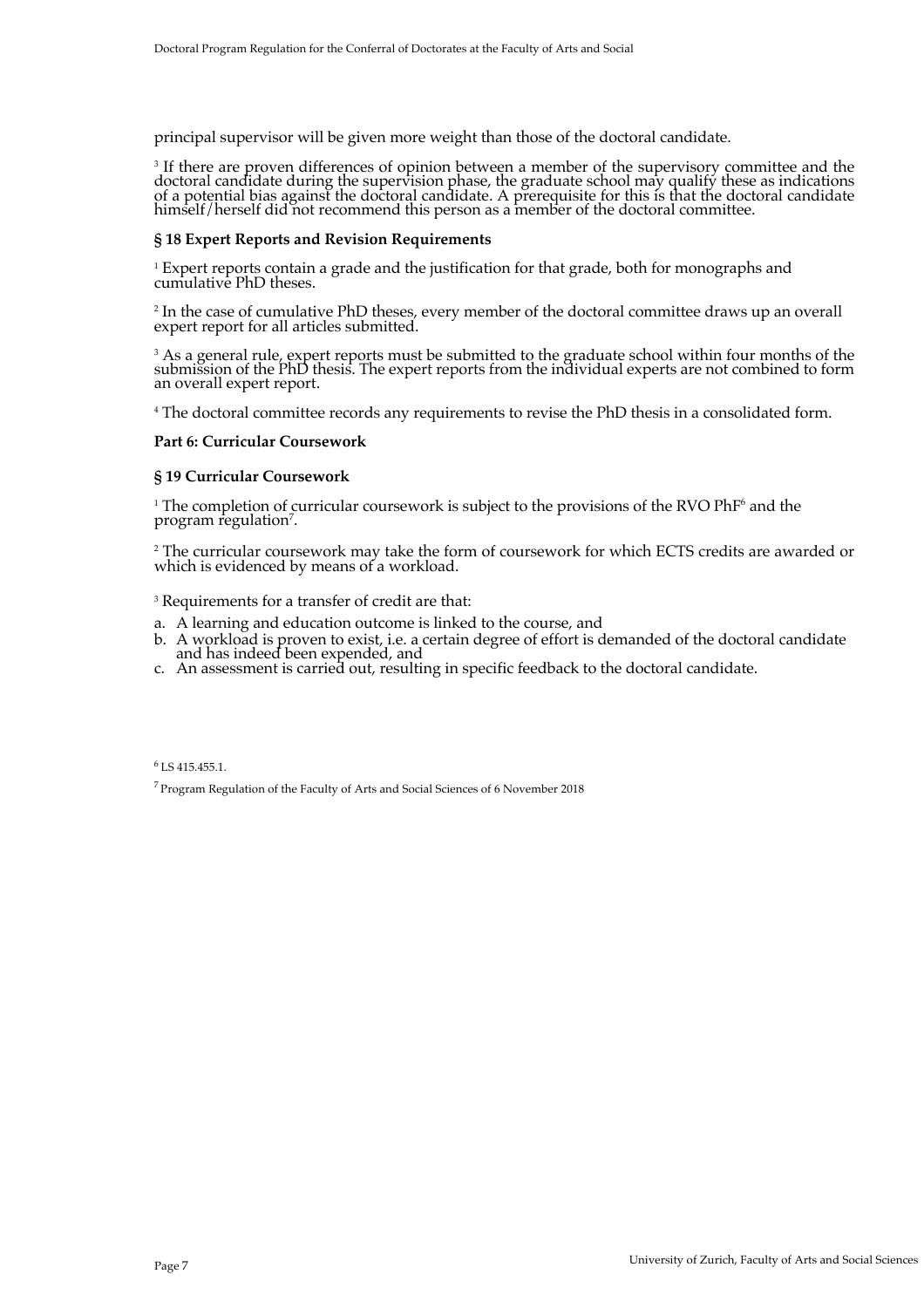principal supervisor will be given more weight than those of the doctoral candidate.

[3] If there are proven differences of opinion between a member of the supervisory committee and the doctoral candidate during the supervision phase, the graduate school may qualify these as indications of a potential bias against the doctoral candidate. A prerequisite for this is that the doctoral candidate himself/herself did not recommend this person as a member of the doctoral committee.

**§ 18 Expert Reports and Revision Requirements**

[1] Expert reports contain a grade and the justification for that grade, both for monographs and cumulative PhD theses.

[2] In the case of cumulative PhD theses, every member of the doctoral committee draws up an overall expert report for all articles submitted.

[3] As a general rule, expert reports must be submitted to the graduate school within four months of the submission of the PhD thesis. The expert reports from the individual experts are not combined to form an overall expert report.

[4] The doctoral committee records any requirements to revise the PhD thesis in a consolidated form.

**Part 6: Curricular Coursework**

**§ 19 Curricular Coursework**

[1] The completion of curricular coursework is subject to the provisions of the RVO PhF[6] and the program regulation[7].

[2] The curricular coursework may take the form of coursework for which ECTS credits are awarded or which is evidenced by means of a workload.

[3] Requirements for a transfer of credit are that:

a. A learning and education outcome is linked to the course, and
b. A workload is proven to exist, i.e. a certain degree of effort is demanded of the doctoral candidate and has indeed been expended, and
c. An assessment is carried out, resulting in specific feedback to the doctoral candidate.

[6] LS 415.455.1.

[7] Program Regulation of the Faculty of Arts and Social Sciences of 6 November 2018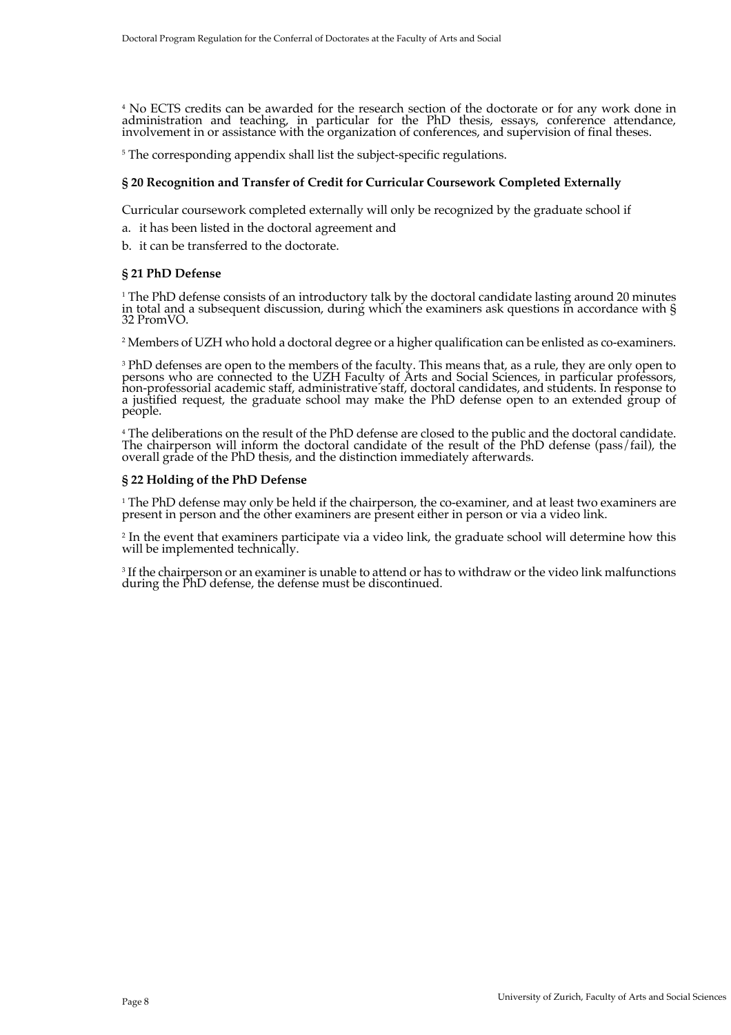[4] No ECTS credits can be awarded for the research section of the doctorate or for any work done in administration and teaching, in particular for the PhD thesis, essays, conference attendance, involvement in or assistance with the organization of conferences, and supervision of final theses.

[5] The corresponding appendix shall list the subject-specific regulations.

### § 20 Recognition and Transfer of Credit for Curricular Coursework Completed Externally

Curricular coursework completed externally will only be recognized by the graduate school if

a. it has been listed in the doctoral agreement and
b. it can be transferred to the doctorate.

### § 21 PhD Defense

[1] The PhD defense consists of an introductory talk by the doctoral candidate lasting around 20 minutes in total and a subsequent discussion, during which the examiners ask questions in accordance with § 32 PromVO.

[2] Members of UZH who hold a doctoral degree or a higher qualification can be enlisted as co-examiners.

[3] PhD defenses are open to the members of the faculty. This means that, as a rule, they are only open to persons who are connected to the UZH Faculty of Arts and Social Sciences, in particular professors, non-professorial academic staff, administrative staff, doctoral candidates, and students. In response to a justified request, the graduate school may make the PhD defense open to an extended group of people.

[4] The deliberations on the result of the PhD defense are closed to the public and the doctoral candidate. The chairperson will inform the doctoral candidate of the result of the PhD defense (pass/fail), the overall grade of the PhD thesis, and the distinction immediately afterwards.

### § 22 Holding of the PhD Defense

[1] The PhD defense may only be held if the chairperson, the co-examiner, and at least two examiners are present in person and the other examiners are present either in person or via a video link.

[2] In the event that examiners participate via a video link, the graduate school will determine how this will be implemented technically.

[3] If the chairperson or an examiner is unable to attend or has to withdraw or the video link malfunctions during the PhD defense, the defense must be discontinued.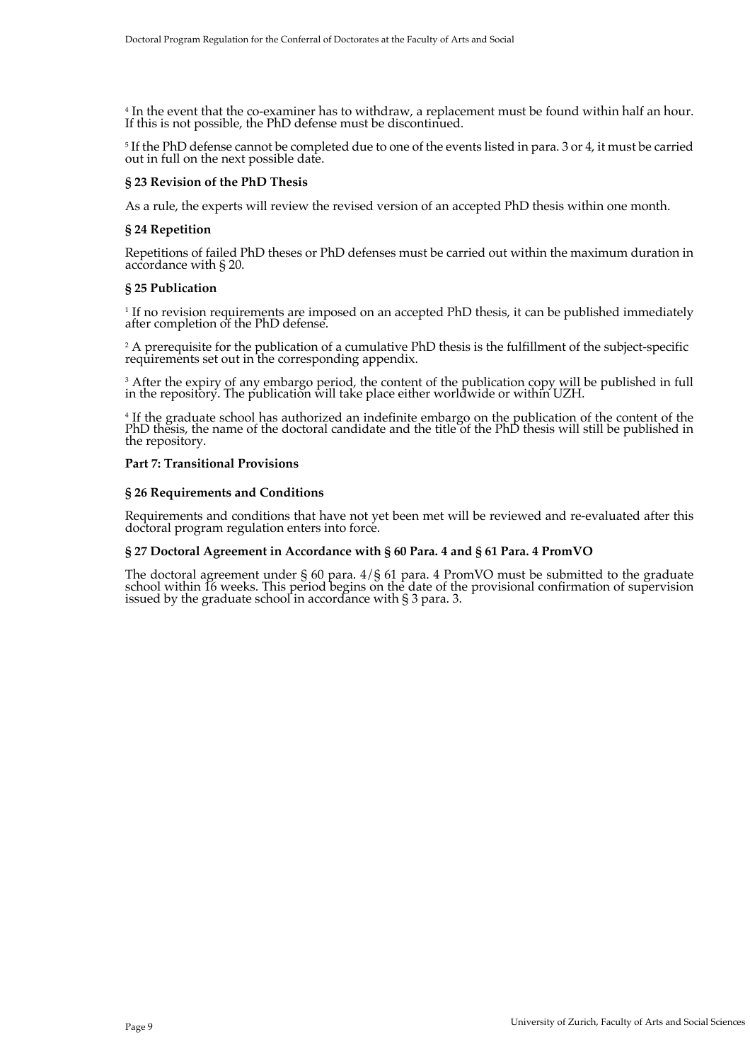[4] In the event that the co-examiner has to withdraw, a replacement must be found within half an hour. If this is not possible, the PhD defense must be discontinued.

[5] If the PhD defense cannot be completed due to one of the events listed in para. 3 or 4, it must be carried out in full on the next possible date.

**§ 23 Revision of the PhD Thesis**

As a rule, the experts will review the revised version of an accepted PhD thesis within one month.

**§ 24 Repetition**

Repetitions of failed PhD theses or PhD defenses must be carried out within the maximum duration in accordance with § 20.

**§ 25 Publication**

[1] If no revision requirements are imposed on an accepted PhD thesis, it can be published immediately after completion of the PhD defense.

[2] A prerequisite for the publication of a cumulative PhD thesis is the fulfillment of the subject-specific requirements set out in the corresponding appendix.

[3] After the expiry of any embargo period, the content of the publication copy will be published in full in the repository. The publication will take place either worldwide or within UZH.

[4] If the graduate school has authorized an indefinite embargo on the publication of the content of the PhD thesis, the name of the doctoral candidate and the title of the PhD thesis will still be published in the repository.

**Part 7: Transitional Provisions**

**§ 26 Requirements and Conditions**

Requirements and conditions that have not yet been met will be reviewed and re-evaluated after this doctoral program regulation enters into force.

**§ 27 Doctoral Agreement in Accordance with § 60 Para. 4 and § 61 Para. 4 PromVO**

The doctoral agreement under § 60 para. 4/§ 61 para. 4 PromVO must be submitted to the graduate school within 16 weeks. This period begins on the date of the provisional confirmation of supervision issued by the graduate school in accordance with § 3 para. 3.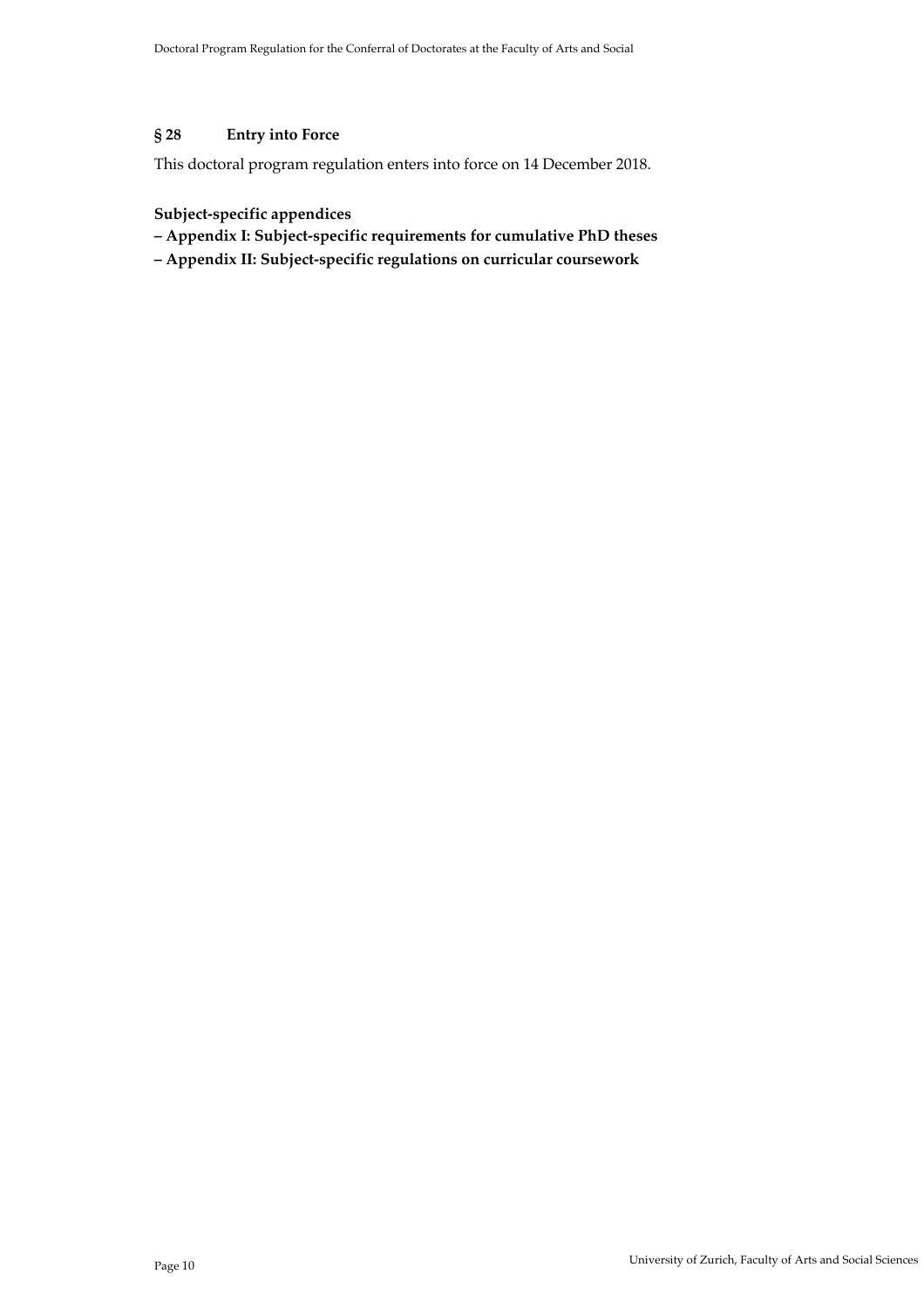### § 28 Entry into Force

This doctoral program regulation enters into force on 14 December 2018.

**Subject-specific appendices**

**– Appendix I: Subject-specific requirements for cumulative PhD theses**

**– Appendix II: Subject-specific regulations on curricular coursework**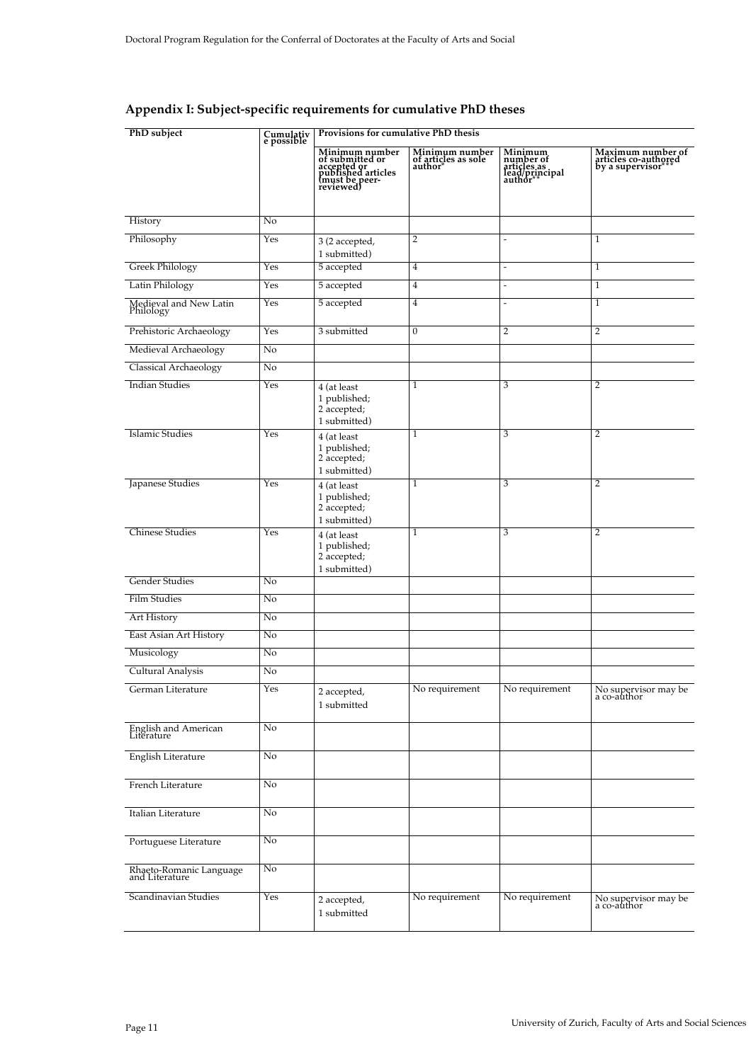## Appendix I: Subject-specific requirements for cumulative PhD theses

| PhD subject | Cumulative possible | Provisions for cumulative PhD thesis | | | |
|---|---|---|---|---|---|
| | | Minimum number of submitted or accepted or published articles (must be peer-reviewed) | Minimum number of articles as sole author* | Minimum number of articles as lead/principal author** | Maximum number of articles co-authored by a supervisor*** |
| History | No | | | | |
| Philosophy | Yes | 3 (2 accepted, 1 submitted) | 2 | - | 1 |
| Greek Philology | Yes | 5 accepted | 4 | - | 1 |
| Latin Philology | Yes | 5 accepted | 4 | - | 1 |
| Medieval and New Latin Philology | Yes | 5 accepted | 4 | - | 1 |
| Prehistoric Archaeology | Yes | 3 submitted | 0 | 2 | 2 |
| Medieval Archaeology | No | | | | |
| Classical Archaeology | No | | | | |
| Indian Studies | Yes | 4 (at least 1 published; 2 accepted; 1 submitted) | 1 | 3 | 2 |
| Islamic Studies | Yes | 4 (at least 1 published; 2 accepted; 1 submitted) | 1 | 3 | 2 |
| Japanese Studies | Yes | 4 (at least 1 published; 2 accepted; 1 submitted) | 1 | 3 | 2 |
| Chinese Studies | Yes | 4 (at least 1 published; 2 accepted; 1 submitted) | 1 | 3 | 2 |
| Gender Studies | No | | | | |
| Film Studies | No | | | | |
| Art History | No | | | | |
| East Asian Art History | No | | | | |
| Musicology | No | | | | |
| Cultural Analysis | No | | | | |
| German Literature | Yes | 2 accepted, 1 submitted | No requirement | No requirement | No supervisor may be a co-author |
| English and American Literature | No | | | | |
| English Literature | No | | | | |
| French Literature | No | | | | |
| Italian Literature | No | | | | |
| Portuguese Literature | No | | | | |
| Rhaeto-Romanic Language and Literature | No | | | | |
| Scandinavian Studies | Yes | 2 accepted, 1 submitted | No requirement | No requirement | No supervisor may be a co-author |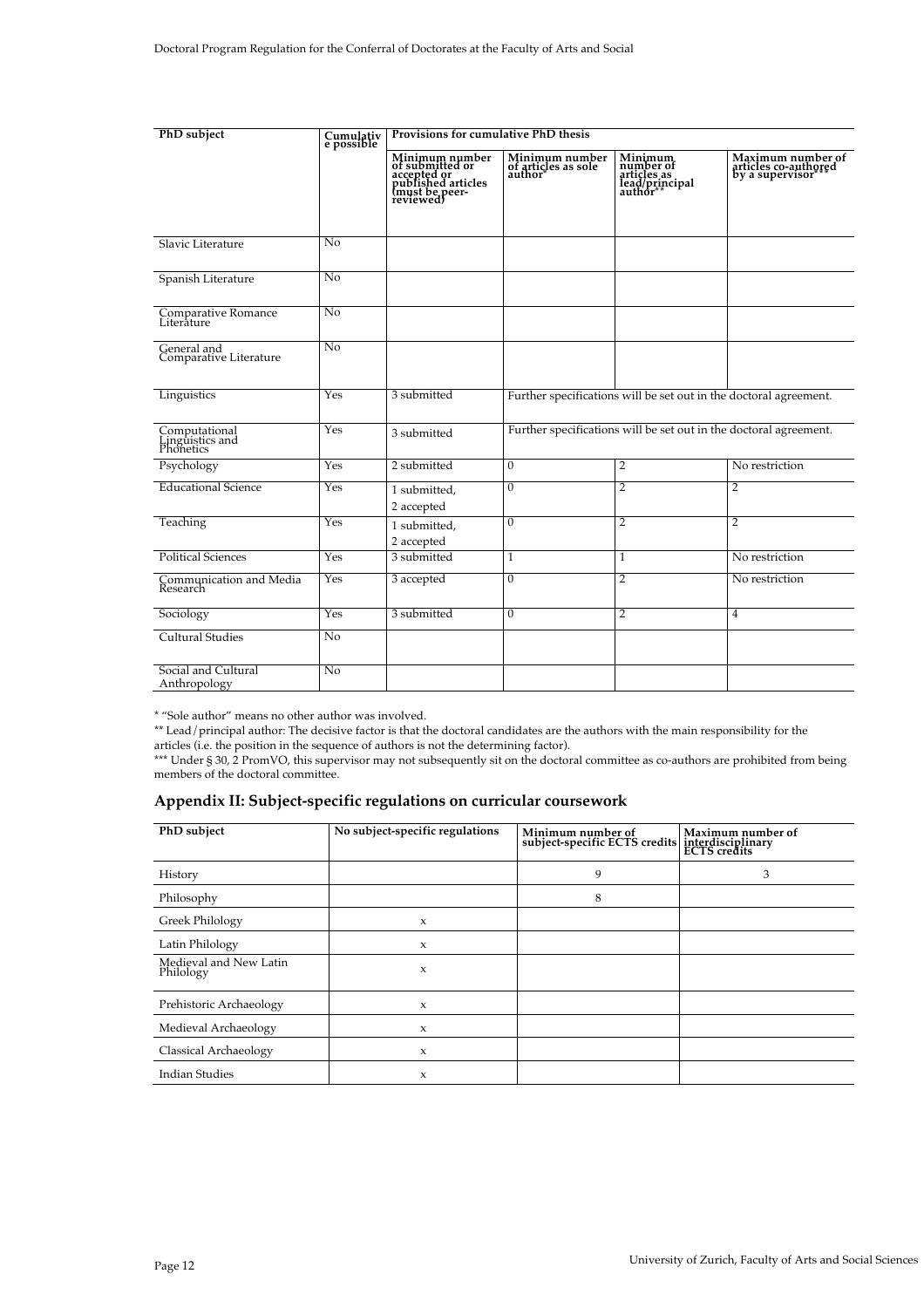| PhD subject | Cumulative possible | Provisions for cumulative PhD thesis | | | |
|---|---|---|---|---|---|
| | | Minimum number of submitted or accepted or published articles (must be peer-reviewed) | Minimum number of articles as sole author* | Minimum number of articles as lead/principal author** | Maximum number of articles co-authored by a supervisor*** |
| Slavic Literature | No | | | | |
| Spanish Literature | No | | | | |
| Comparative Romance Literature | No | | | | |
| General and Comparative Literature | No | | | | |
| Linguistics | Yes | 3 submitted | Further specifications will be set out in the doctoral agreement. | | |
| Computational Linguistics and Phonetics | Yes | 3 submitted | Further specifications will be set out in the doctoral agreement. | | |
| Psychology | Yes | 2 submitted | 0 | 2 | No restriction |
| Educational Science | Yes | 1 submitted, 2 accepted | 0 | 2 | 2 |
| Teaching | Yes | 1 submitted, 2 accepted | 0 | 2 | 2 |
| Political Sciences | Yes | 3 submitted | 1 | 1 | No restriction |
| Communication and Media Research | Yes | 3 accepted | 0 | 2 | No restriction |
| Sociology | Yes | 3 submitted | 0 | 2 | 4 |
| Cultural Studies | No | | | | |
| Social and Cultural Anthropology | No | | | | |

* "Sole author" means no other author was involved.

** Lead/principal author: The decisive factor is that the doctoral candidates are the authors with the main responsibility for the articles (i.e. the position in the sequence of authors is not the determining factor).

*** Under § 30, 2 PromVO, this supervisor may not subsequently sit on the doctoral committee as co-authors are prohibited from being members of the doctoral committee.

## Appendix II: Subject-specific regulations on curricular coursework

| PhD subject | No subject-specific regulations | Minimum number of subject-specific ECTS credits | Maximum number of interdisciplinary ECTS credits |
|---|---|---|---|
| History | | 9 | 3 |
| Philosophy | | 8 | |
| Greek Philology | x | | |
| Latin Philology | x | | |
| Medieval and New Latin Philology | x | | |
| Prehistoric Archaeology | x | | |
| Medieval Archaeology | x | | |
| Classical Archaeology | x | | |
| Indian Studies | x | | |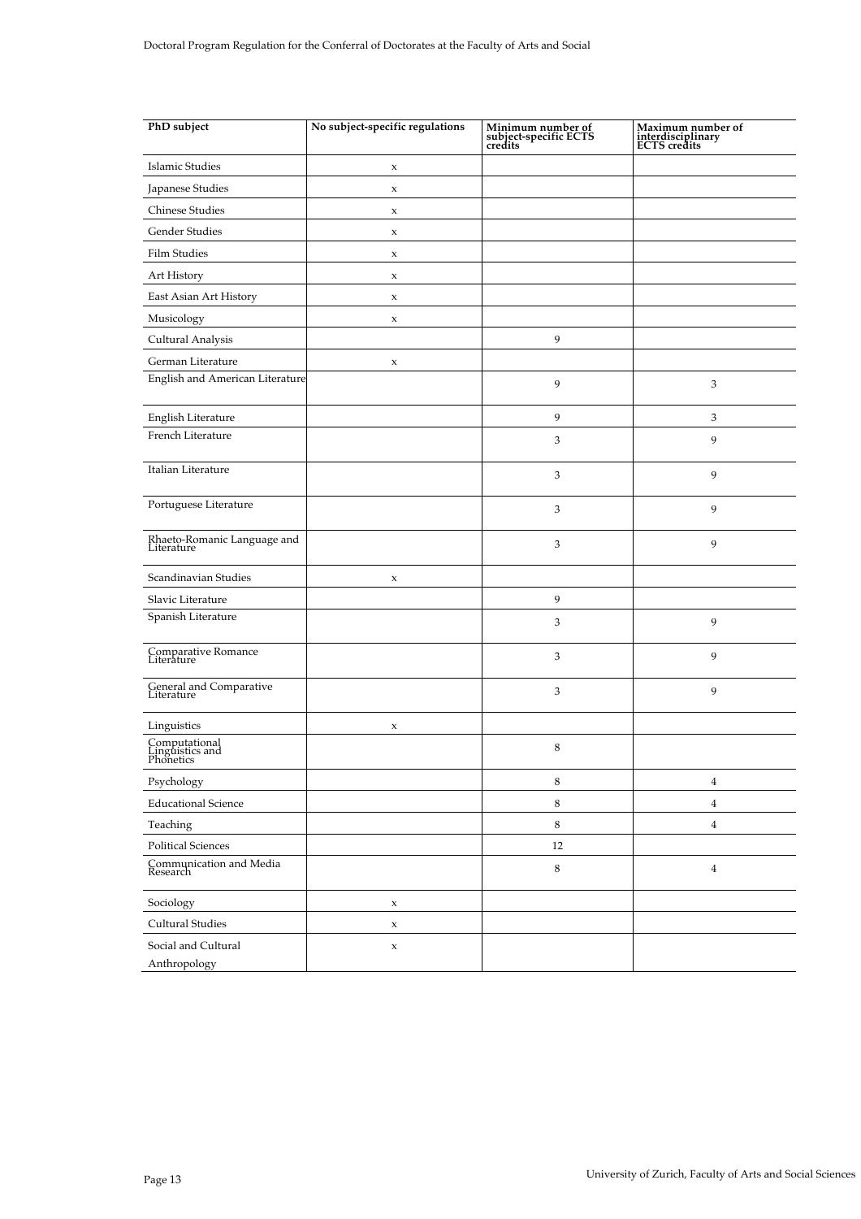| PhD subject | No subject-specific regulations | Minimum number of subject-specific ECTS credits | Maximum number of interdisciplinary ECTS credits |
|---|---|---|---|
| Islamic Studies | x | | |
| Japanese Studies | x | | |
| Chinese Studies | x | | |
| Gender Studies | x | | |
| Film Studies | x | | |
| Art History | x | | |
| East Asian Art History | x | | |
| Musicology | x | | |
| Cultural Analysis | | 9 | |
| German Literature | x | | |
| English and American Literature | | 9 | 3 |
| English Literature | | 9 | 3 |
| French Literature | | 3 | 9 |
| Italian Literature | | 3 | 9 |
| Portuguese Literature | | 3 | 9 |
| Rhaeto-Romanic Language and Literature | | 3 | 9 |
| Scandinavian Studies | x | | |
| Slavic Literature | | 9 | |
| Spanish Literature | | 3 | 9 |
| Comparative Romance Literature | | 3 | 9 |
| General and Comparative Literature | | 3 | 9 |
| Linguistics | x | | |
| Computational Linguistics and Phonetics | | 8 | |
| Psychology | | 8 | 4 |
| Educational Science | | 8 | 4 |
| Teaching | | 8 | 4 |
| Political Sciences | | 12 | |
| Communication and Media Research | | 8 | 4 |
| Sociology | x | | |
| Cultural Studies | x | | |
| Social and Cultural Anthropology | x | | |